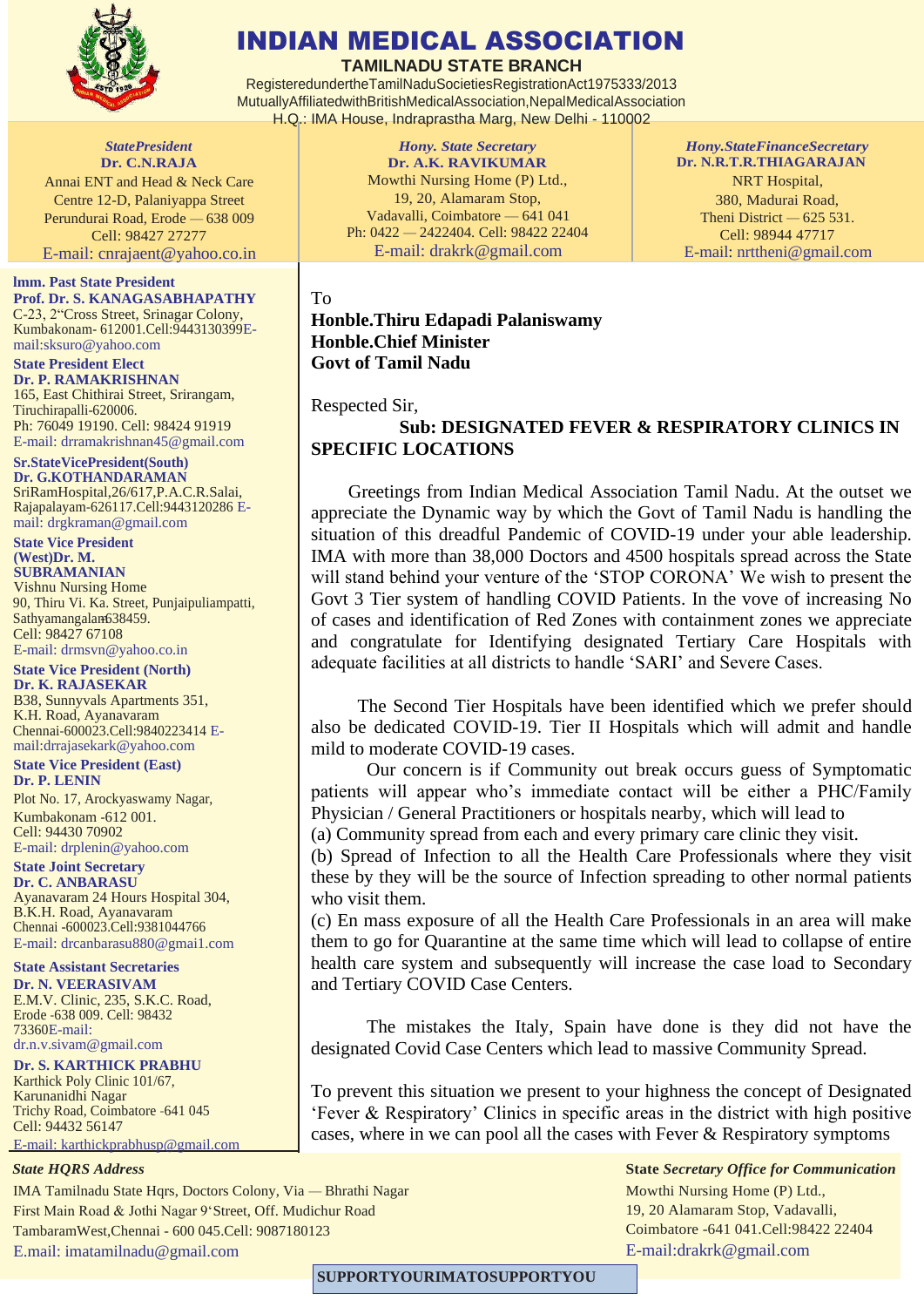# INDIAN MEDICAL ASSOCIATION

**TAMILNADU STATE BRANCH**

RegisteredundertheTamilNaduSocietiesRegistrationAct1975333/2013
MutuallyAffiliatedwithBritishMedicalAssociation,NepalMedicalAssociation
H.Q.: IMA House, Indraprastha Marg, New Delhi - 110002

***StatePresident***
**Dr. C.N.RAJA**
Annai ENT and Head & Neck Care Centre 12-D, Palaniyappa Street
Perundurai Road, Erode — 638 009
Cell: 98427 27277
E-mail: cnrajaent@yahoo.co.in

***Hony. State Secretary***
**Dr. A.K. RAVIKUMAR**
Mowthi Nursing Home (P) Ltd.,
19, 20, Alamaram Stop,
Vadavalli, Coimbatore — 641 041
Ph: 0422 — 2422404. Cell: 98422 22404
E-mail: drakrk@gmail.com

***Hony.StateFinanceSecretary***
**Dr. N.R.T.R.THIAGARAJAN**
NRT Hospital,
380, Madurai Road,
Theni District — 625 531.
Cell: 98944 47717
E-mail: nrttheni@gmail.com

**Imm. Past State President**
**Prof. Dr. S. KANAGASABHAPATHY**
C-23, 2"Cross Street, Srinagar Colony, Kumbakonam- 612001.Cell:9443130399E-mail:sksuro@yahoo.com

**State President Elect**
**Dr. P. RAMAKRISHNAN**
165, East Chithirai Street, Srirangam, Tiruchirapalli-620006.
Ph: 76049 19190. Cell: 98424 91919
E-mail: drramakrishnan45@gmail.com

**Sr.StateVicePresident(South)**
**Dr. G.KOTHANDARAMAN**
SriRamHospital,26/617,P.A.C.R.Salai, Rajapalayam-626117.Cell:9443120286 E-mail: drgkraman@gmail.com

**State Vice President (West)Dr. M. SUBRAMANIAN**
Vishnu Nursing Home
90, Thiru Vi. Ka. Street, Punjaipuliampatti, Sathyamangalam638459.
Cell: 98427 67108
E-mail: drmsvn@yahoo.co.in

**State Vice President (North)**
**Dr. K. RAJASEKAR**
B38, Sunnyvals Apartments 351, K.H. Road, Ayanavaram
Chennai-600023.Cell:9840223414 E-mail:drrajasekark@yahoo.com

**State Vice President (East)**
**Dr. P. LENIN**
Plot No. 17, Arockyaswamy Nagar, Kumbakonam -612 001.
Cell: 94430 70902
E-mail: drplenin@yahoo.com

**State Joint Secretary**
**Dr. C. ANBARASU**
Ayanavaram 24 Hours Hospital 304, B.K.H. Road, Ayanavaram
Chennai -600023.Cell:9381044766
E-mail: drcanbarasu880@gmai1.com

**State Assistant Secretaries**
**Dr. N. VEERASIVAM**
E.M.V. Clinic, 235, S.K.C. Road, Erode -638 009. Cell: 98432 73360E-mail: dr.n.v.sivam@gmail.com

**Dr. S. KARTHICK PRABHU**
Karthick Poly Clinic 101/67, Karunanidhi Nagar
Trichy Road, Coimbatore -641 045
Cell: 94432 56147
E-mail: karthickprabhusp@gmail.com

To
**Honble.Thiru Edapadi Palaniswamy**
**Honble.Chief Minister**
**Govt of Tamil Nadu**

Respected Sir,

**Sub: DESIGNATED FEVER & RESPIRATORY CLINICS IN SPECIFIC LOCATIONS**

Greetings from Indian Medical Association Tamil Nadu. At the outset we appreciate the Dynamic way by which the Govt of Tamil Nadu is handling the situation of this dreadful Pandemic of COVID-19 under your able leadership. IMA with more than 38,000 Doctors and 4500 hospitals spread across the State will stand behind your venture of the 'STOP CORONA' We wish to present the Govt 3 Tier system of handling COVID Patients. In the vove of increasing No of cases and identification of Red Zones with containment zones we appreciate and congratulate for Identifying designated Tertiary Care Hospitals with adequate facilities at all districts to handle 'SARI' and Severe Cases.

The Second Tier Hospitals have been identified which we prefer should also be dedicated COVID-19. Tier II Hospitals which will admit and handle mild to moderate COVID-19 cases.

Our concern is if Community out break occurs guess of Symptomatic patients will appear who's immediate contact will be either a PHC/Family Physician / General Practitioners or hospitals nearby, which will lead to

(a) Community spread from each and every primary care clinic they visit.
(b) Spread of Infection to all the Health Care Professionals where they visit these by they will be the source of Infection spreading to other normal patients who visit them.
(c) En mass exposure of all the Health Care Professionals in an area will make them to go for Quarantine at the same time which will lead to collapse of entire health care system and subsequently will increase the case load to Secondary and Tertiary COVID Case Centers.

The mistakes the Italy, Spain have done is they did not have the designated Covid Case Centers which lead to massive Community Spread.

To prevent this situation we present to your highness the concept of Designated 'Fever & Respiratory' Clinics in specific areas in the district with high positive cases, where in we can pool all the cases with Fever & Respiratory symptoms

***State HQRS Address***
IMA Tamilnadu State Hqrs, Doctors Colony, Via — Bhrathi Nagar
First Main Road & Jothi Nagar 9'Street, Off. Mudichur Road
TambaramWest,Chennai - 600 045.Cell: 9087180123
E.mail: imatamilnadu@gmail.com

**State *Secretary Office for Communication***
Mowthi Nursing Home (P) Ltd.,
19, 20 Alamaram Stop, Vadavalli,
Coimbatore -641 041.Cell:98422 22404
E-mail:drakrk@gmail.com

**SUPPORTYOURIMATOSUPPORTYOU**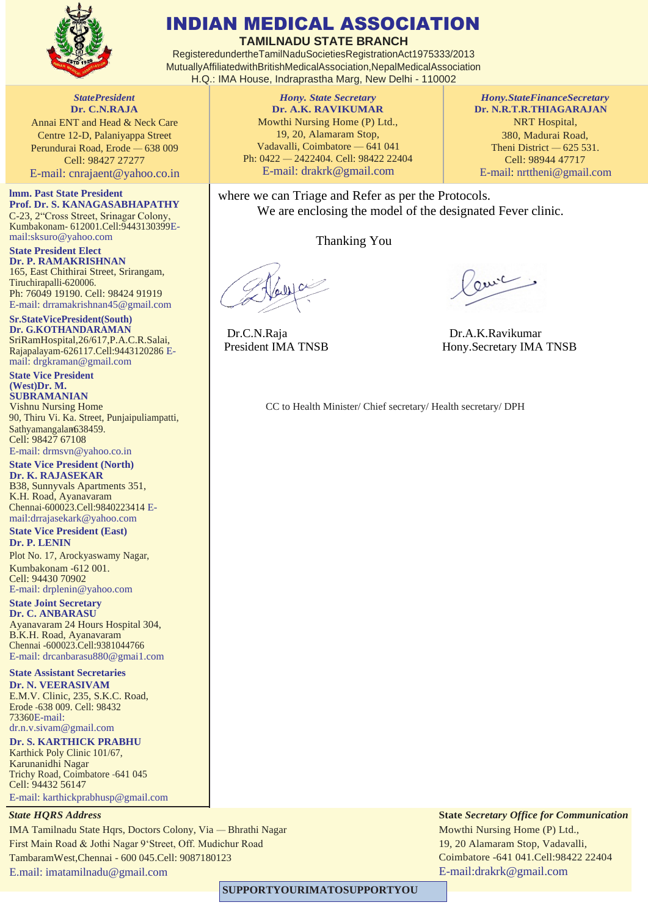# INDIAN MEDICAL ASSOCIATION

## TAMILNADU STATE BRANCH

RegisteredundertheTamilNaduSocietiesRegistrationAct1975333/2013
MutuallyAffiliatedwithBritishMedicalAssociation,NepalMedicalAssociation
H.Q.: IMA House, Indraprastha Marg, New Delhi - 110002

***StatePresident***
**Dr. C.N.RAJA**
Annai ENT and Head & Neck Care
Centre 12-D, Palaniyappa Street
Perundurai Road, Erode — 638 009
Cell: 98427 27277
E-mail: cnrajaent@yahoo.co.in

***Hony. State Secretary***
**Dr. A.K. RAVIKUMAR**
Mowthi Nursing Home (P) Ltd.,
19, 20, Alamaram Stop,
Vadavalli, Coimbatore — 641 041
Ph: 0422 — 2422404. Cell: 98422 22404
E-mail: drakrk@gmail.com

***Hony.StateFinanceSecretary***
**Dr. N.R.T.R.THIAGARAJAN**
NRT Hospital,
380, Madurai Road,
Theni District — 625 531.
Cell: 98944 47717
E-mail: nrttheni@gmail.com

**Imm. Past State President**
**Prof. Dr. S. KANAGASABHAPATHY**
C-23, 2"Cross Street, Srinagar Colony,
Kumbakonam- 612001.Cell:9443130399E-mail:sksuro@yahoo.com

**State President Elect**
**Dr. P. RAMAKRISHNAN**
165, East Chithirai Street, Srirangam,
Tiruchirapalli-620006.
Ph: 76049 19190. Cell: 98424 91919
E-mail: drramakrishnan45@gmail.com

**Sr.StateVicePresident(South)**
**Dr. G.KOTHANDARAMAN**
SriRamHospital,26/617,P.A.C.R.Salai,
Rajapalayam-626117.Cell:9443120286 E-mail: drgkraman@gmail.com

**State Vice President (West)Dr. M. SUBRAMANIAN**
Vishnu Nursing Home
90, Thiru Vi. Ka. Street, Punjaipuliampatti,
Sathyamangalam-638459.
Cell: 98427 67108
E-mail: drmsvn@yahoo.co.in

**State Vice President (North)**
**Dr. K. RAJASEKAR**
B38, Sunnyvals Apartments 351,
K.H. Road, Ayanavaram
Chennai-600023.Cell:9840223414 E-mail:drrajasekark@yahoo.com

**State Vice President (East)**
**Dr. P. LENIN**
Plot No. 17, Arockyaswamy Nagar,
Kumbakonam -612 001.
Cell: 94430 70902
E-mail: drplenin@yahoo.com

**State Joint Secretary**
**Dr. C. ANBARASU**
Ayanavaram 24 Hours Hospital 304,
B.K.H. Road, Ayanavaram
Chennai -600023.Cell:9381044766
E-mail: drcanbarasu880@gmai1.com

**State Assistant Secretaries**
**Dr. N. VEERASIVAM**
E.M.V. Clinic, 235, S.K.C. Road,
Erode -638 009. Cell: 98432 73360E-mail: dr.n.v.sivam@gmail.com

**Dr. S. KARTHICK PRABHU**
Karthick Poly Clinic 101/67,
Karunanidhi Nagar
Trichy Road, Coimbatore -641 045
Cell: 94432 56147
E-mail: karthickprabhusp@gmail.com

where we can Triage and Refer as per the Protocols.

We are enclosing the model of the designated Fever clinic.

Thanking You

Dr.C.N.Raja
President IMA TNSB

Dr.A.K.Ravikumar
Hony.Secretary IMA TNSB

CC to Health Minister/ Chief secretary/ Health secretary/ DPH

***State HQRS Address***
IMA Tamilnadu State Hqrs, Doctors Colony, Via — Bhrathi Nagar
First Main Road & Jothi Nagar 9'Street, Off. Mudichur Road
TambaramWest,Chennai - 600 045.Cell: 9087180123
E.mail: imatamilnadu@gmail.com

**State *Secretary Office for Communication***
Mowthi Nursing Home (P) Ltd.,
19, 20 Alamaram Stop, Vadavalli,
Coimbatore -641 041.Cell:98422 22404
E-mail:drakrk@gmail.com

**SUPPORTYOURIMATOSUPPORTYOU**